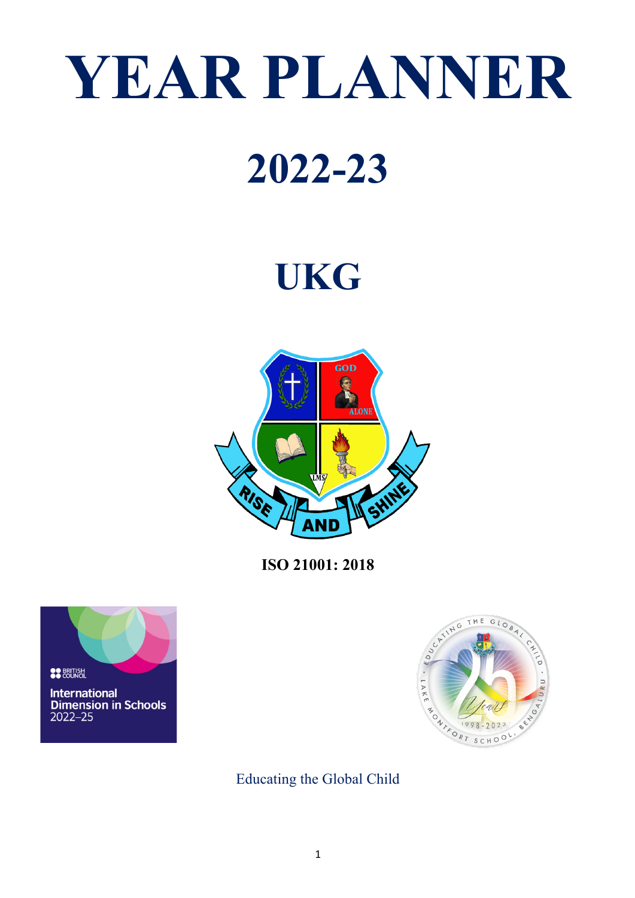# YEAR PLANNER

# 2022-23

# UKG

ISO 21001: 2018

Educating the Global Child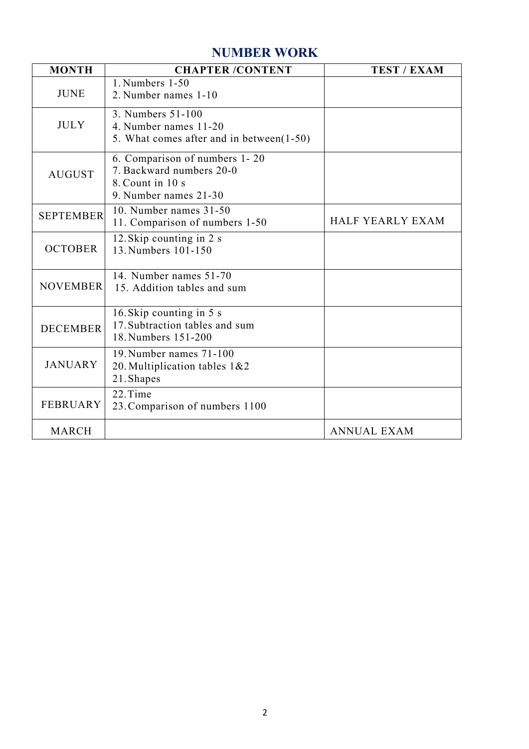# NUMBER WORK

| MONTH | CHAPTER /CONTENT | TEST / EXAM |
| --- | --- | --- |
| JUNE | 1. Numbers 1-50<br>2. Number names 1-10 | |
| JULY | 3. Numbers 51-100<br>4. Number names 11-20<br>5. What comes after and in between(1-50) | |
| AUGUST | 6. Comparison of numbers 1- 20<br>7. Backward numbers 20-0<br>8. Count in 10 s<br>9. Number names 21-30 | |
| SEPTEMBER | 10. Number names 31-50<br>11. Comparison of numbers 1-50 | HALF YEARLY EXAM |
| OCTOBER | 12. Skip counting in 2 s<br>13. Numbers 101-150 | |
| NOVEMBER | 14. Number names 51-70<br>15. Addition tables and sum | |
| DECEMBER | 16. Skip counting in 5 s<br>17. Subtraction tables and sum<br>18. Numbers 151-200 | |
| JANUARY | 19. Number names 71-100<br>20. Multiplication tables 1&2<br>21. Shapes | |
| FEBRUARY | 22. Time<br>23. Comparison of numbers 1100 | |
| MARCH | | ANNUAL EXAM |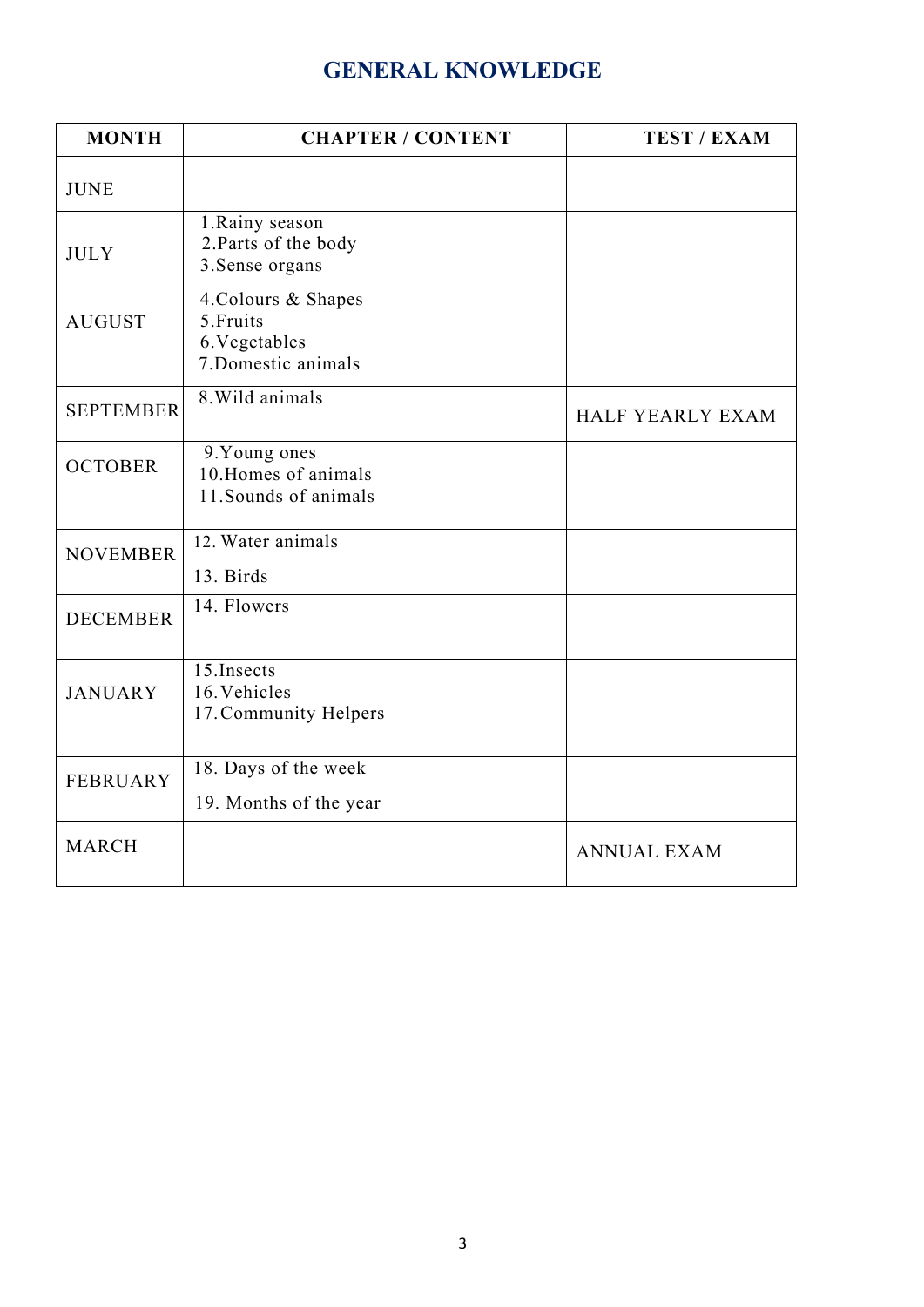# GENERAL KNOWLEDGE

| MONTH | CHAPTER / CONTENT | TEST / EXAM |
|---|---|---|
| JUNE | | |
| JULY | 1.Rainy season<br>2.Parts of the body<br>3.Sense organs | |
| AUGUST | 4.Colours & Shapes<br>5.Fruits<br>6.Vegetables<br>7.Domestic animals | |
| SEPTEMBER | 8.Wild animals | HALF YEARLY EXAM |
| OCTOBER | 9.Young ones<br>10.Homes of animals<br>11.Sounds of animals | |
| NOVEMBER | 12. Water animals<br>13. Birds | |
| DECEMBER | 14. Flowers | |
| JANUARY | 15.Insects<br>16.Vehicles<br>17.Community Helpers | |
| FEBRUARY | 18. Days of the week<br>19. Months of the year | |
| MARCH | | ANNUAL EXAM |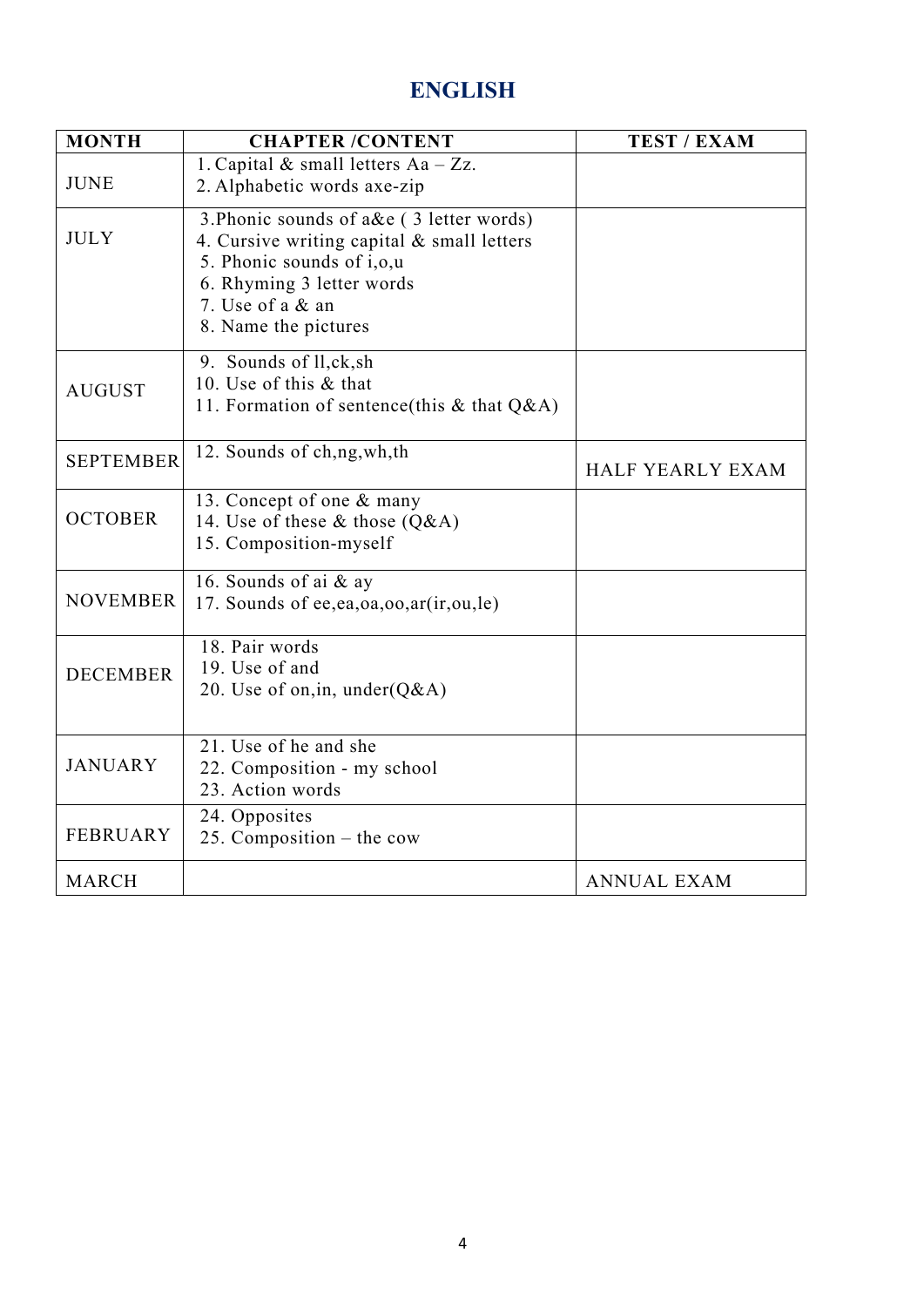# ENGLISH

| MONTH | CHAPTER /CONTENT | TEST / EXAM |
|---|---|---|
| JUNE | 1. Capital & small letters Aa – Zz.<br>2. Alphabetic words axe-zip | |
| JULY | 3.Phonic sounds of a&e ( 3 letter words)<br>4. Cursive writing capital & small letters<br>5. Phonic sounds of i,o,u<br>6. Rhyming 3 letter words<br>7. Use of a & an<br>8. Name the pictures | |
| AUGUST | 9. Sounds of ll,ck,sh<br>10. Use of this & that<br>11. Formation of sentence(this & that Q&A) | |
| SEPTEMBER | 12. Sounds of ch,ng,wh,th | HALF YEARLY EXAM |
| OCTOBER | 13. Concept of one & many<br>14. Use of these & those (Q&A)<br>15. Composition-myself | |
| NOVEMBER | 16. Sounds of ai & ay<br>17. Sounds of ee,ea,oa,oo,ar(ir,ou,le) | |
| DECEMBER | 18. Pair words<br>19. Use of and<br>20. Use of on,in, under(Q&A) | |
| JANUARY | 21. Use of he and she<br>22. Composition - my school<br>23. Action words | |
| FEBRUARY | 24. Opposites<br>25. Composition – the cow | |
| MARCH | | ANNUAL EXAM |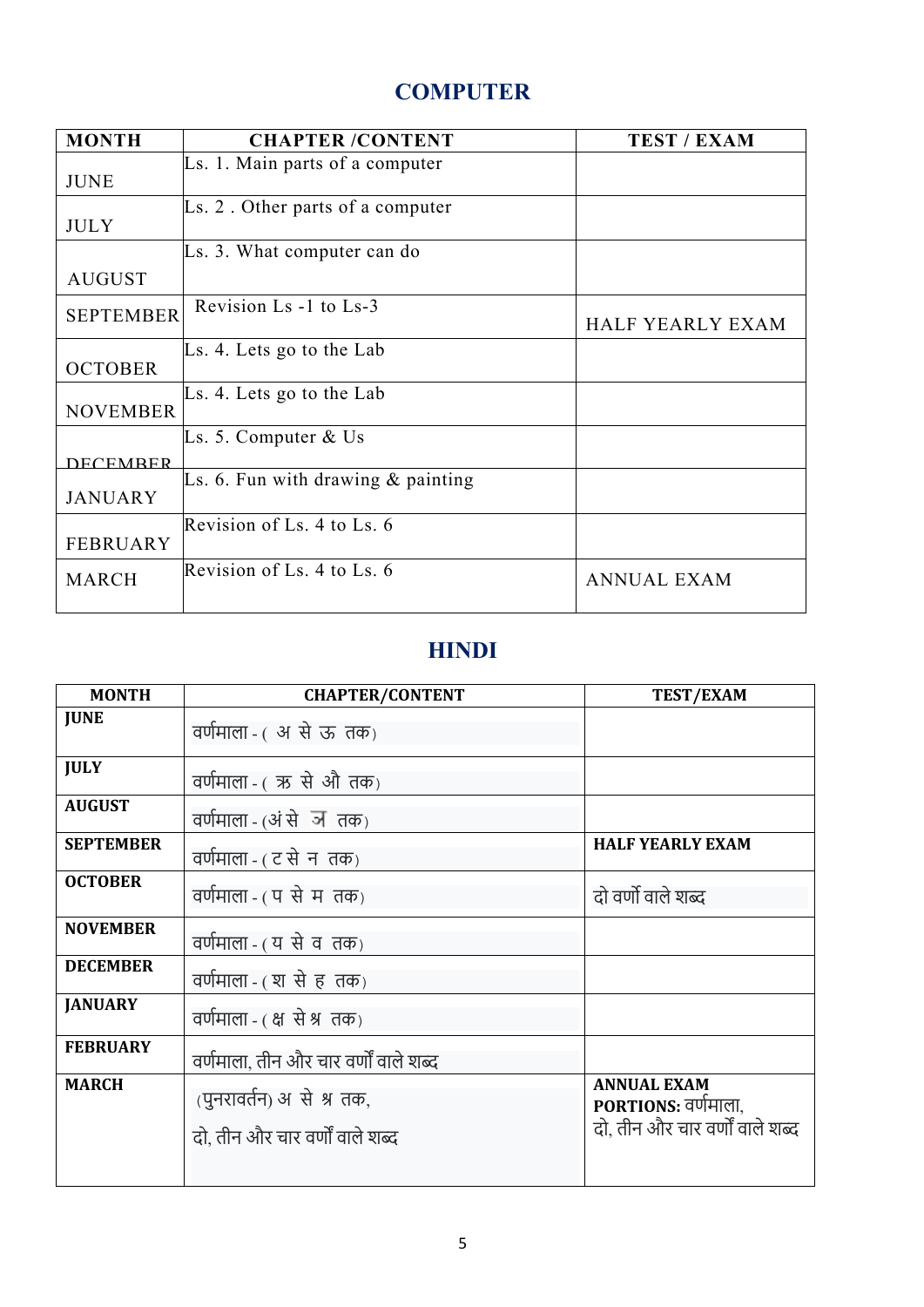## COMPUTER

| MONTH | CHAPTER /CONTENT | TEST / EXAM |
|---|---|---|
| JUNE | Ls. 1. Main parts of a computer | |
| JULY | Ls. 2 . Other parts of a computer | |
| AUGUST | Ls. 3. What computer can do | |
| SEPTEMBER | Revision Ls -1 to Ls-3 | HALF YEARLY EXAM |
| OCTOBER | Ls. 4. Lets go to the Lab | |
| NOVEMBER | Ls. 4. Lets go to the Lab | |
| DECEMBER | Ls. 5. Computer & Us | |
| JANUARY | Ls. 6. Fun with drawing & painting | |
| FEBRUARY | Revision of Ls. 4 to Ls. 6 | |
| MARCH | Revision of Ls. 4 to Ls. 6 | ANNUAL EXAM |

## HINDI

| MONTH | CHAPTER/CONTENT | TEST/EXAM |
|---|---|---|
| **JUNE** | वर्णमाला - ( अ से ऊ तक) | |
| **JULY** | वर्णमाला - ( ऋ से औ तक) | |
| **AUGUST** | वर्णमाला - (अं से ञ तक) | |
| **SEPTEMBER** | वर्णमाला - ( ट से न तक) | **HALF YEARLY EXAM** |
| **OCTOBER** | वर्णमाला - ( प से म तक) | दो वर्णो वाले शब्द |
| **NOVEMBER** | वर्णमाला - ( य से व तक) | |
| **DECEMBER** | वर्णमाला - ( श से ह तक) | |
| **JANUARY** | वर्णमाला - ( क्ष से श्र तक) | |
| **FEBRUARY** | वर्णमाला, तीन और चार वर्णों वाले शब्द | |
| **MARCH** | (पुनरावर्तन) अ से श्र तक, दो, तीन और चार वर्णों वाले शब्द | **ANNUAL EXAM** **PORTIONS:** वर्णमाला, दो, तीन और चार वर्णों वाले शब्द |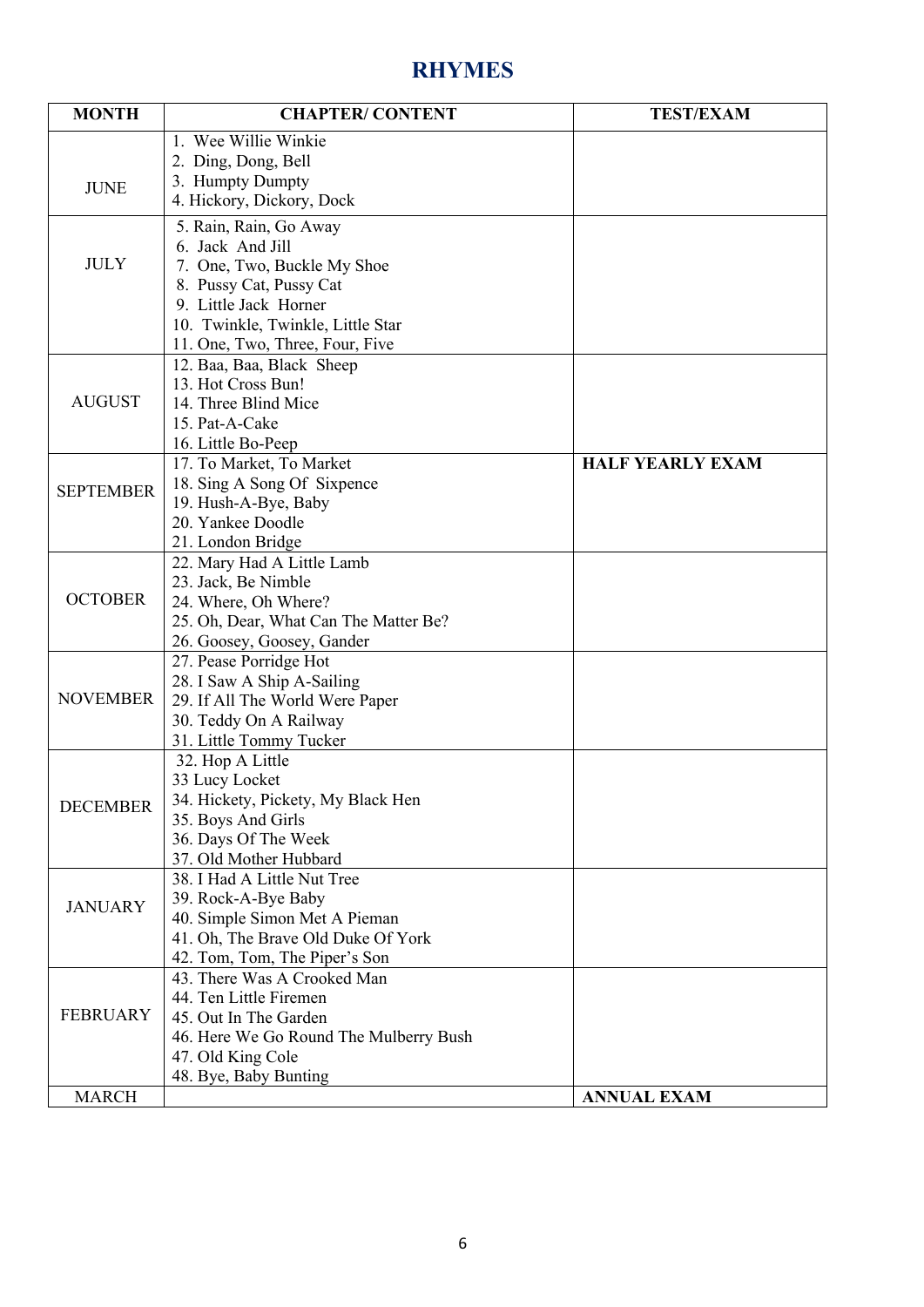# RHYMES

| MONTH | CHAPTER/ CONTENT | TEST/EXAM |
|---|---|---|
| JUNE | 1. Wee Willie Winkie<br>2. Ding, Dong, Bell<br>3. Humpty Dumpty<br>4. Hickory, Dickory, Dock | |
| JULY | 5. Rain, Rain, Go Away<br>6. Jack And Jill<br>7. One, Two, Buckle My Shoe<br>8. Pussy Cat, Pussy Cat<br>9. Little Jack Horner<br>10. Twinkle, Twinkle, Little Star<br>11. One, Two, Three, Four, Five | |
| AUGUST | 12. Baa, Baa, Black Sheep<br>13. Hot Cross Bun!<br>14. Three Blind Mice<br>15. Pat-A-Cake<br>16. Little Bo-Peep | |
| SEPTEMBER | 17. To Market, To Market<br>18. Sing A Song Of Sixpence<br>19. Hush-A-Bye, Baby<br>20. Yankee Doodle<br>21. London Bridge | **HALF YEARLY EXAM** |
| OCTOBER | 22. Mary Had A Little Lamb<br>23. Jack, Be Nimble<br>24. Where, Oh Where?<br>25. Oh, Dear, What Can The Matter Be?<br>26. Goosey, Goosey, Gander | |
| NOVEMBER | 27. Pease Porridge Hot<br>28. I Saw A Ship A-Sailing<br>29. If All The World Were Paper<br>30. Teddy On A Railway<br>31. Little Tommy Tucker | |
| DECEMBER | 32. Hop A Little<br>33 Lucy Locket<br>34. Hickety, Pickety, My Black Hen<br>35. Boys And Girls<br>36. Days Of The Week<br>37. Old Mother Hubbard | |
| JANUARY | 38. I Had A Little Nut Tree<br>39. Rock-A-Bye Baby<br>40. Simple Simon Met A Pieman<br>41. Oh, The Brave Old Duke Of York<br>42. Tom, Tom, The Piper's Son | |
| FEBRUARY | 43. There Was A Crooked Man<br>44. Ten Little Firemen<br>45. Out In The Garden<br>46. Here We Go Round The Mulberry Bush<br>47. Old King Cole<br>48. Bye, Baby Bunting | |
| MARCH | | **ANNUAL EXAM** |